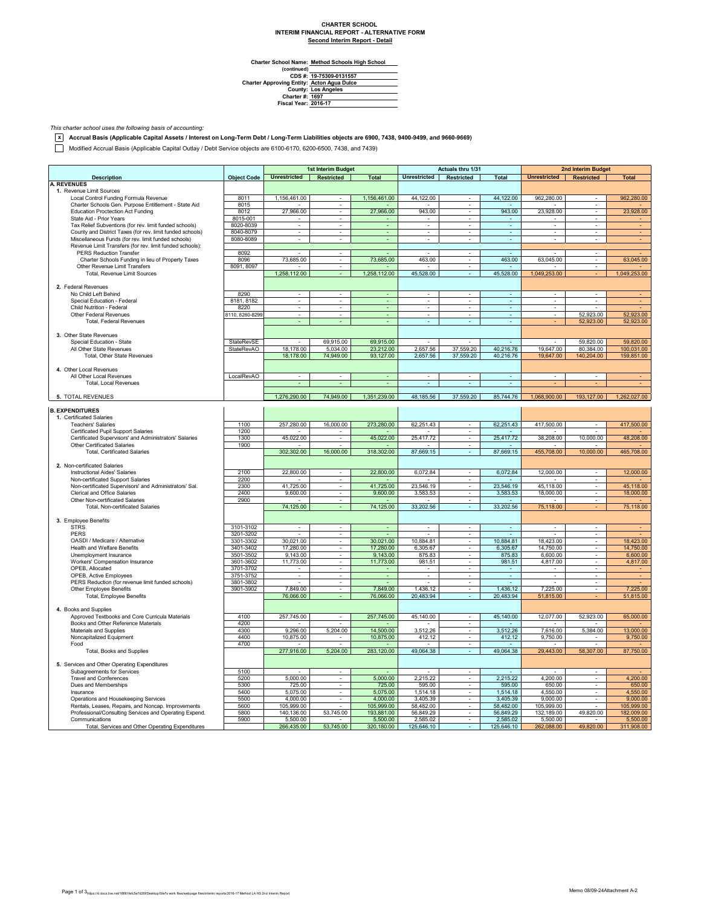**CHARTER SCHOOL**
**INTERIM FINANCIAL REPORT - ALTERNATIVE FORM**
**Second Interim Report - Detail**

Charter School Name: **Method Schools High School**
(continued)
CDS #: **19-75309-0131557**
Charter Approving Entity: **Acton Agua Dulce**
County: **Los Angeles**
Charter #: **1697**
Fiscal Year: **2016-17**

*This charter school uses the following basis of accounting:*

- [x] **Accrual Basis (Applicable Capital Assets / Interest on Long-Term Debt / Long-Term Liabilities objects are 6900, 7438, 9400-9499, and 9660-9669)**
- [ ] Modified Accrual Basis (Applicable Capital Outlay / Debt Service objects are 6100-6170, 6200-6500, 7438, and 7439)

| Description | Object Code | 1st Interim Budget | | | Actuals thru 1/31 | | | 2nd Interim Budget | | |
|---|---|---|---|---|---|---|---|---|---|---|
| | | Unrestricted | Restricted | Total | Unrestricted | Restricted | Total | Unrestricted | Restricted | Total |
| **A. REVENUES** | | | | | | | | | | |
| **1.** Revenue Limit Sources | | | | | | | | | | |
| Local Control Funding Formula Revenue | 8011 | 1,156,461.00 | - | 1,156,461.00 | 44,122.00 | - | 44,122.00 | 962,280.00 | - | 962,280.00 |
| Charter Schools Gen. Purpose Entitlement - State Aid | 8015 | - | - | - | - | - | - | - | - | - |
| Education Proctection Act Funding | 8012 | 27,966.00 | - | 27,966.00 | 943.00 | - | 943.00 | 23,928.00 | - | 23,928.00 |
| State Aid - Prior Years | 8015-001 | - | - | - | - | - | - | - | - | - |
| Tax Relief Subventions (for rev. limit funded schools) | 8020-8039 | - | - | - | - | - | - | - | - | - |
| County and District Taxes (for rev. limit funded schools) | 8040-8079 | - | - | - | - | - | - | - | - | - |
| Miscellaneous Funds (for rev. limit funded schools) | 8080-8089 | - | - | - | - | - | - | - | - | - |
| Revenue Limit Transfers (for rev. limit funded schools): | | | | | | | | | | |
| PERS Reduction Transfer | 8092 | - | - | - | - | - | - | - | - | - |
| Charter Schools Funding in lieu of Property Taxes | 8096 | 73,685.00 | - | 73,685.00 | 463.00 | - | 463.00 | 63,045.00 | - | 63,045.00 |
| Other Revenue Limit Transfers | 8091, 8097 | - | - | - | - | - | - | - | - | - |
| Total, Revenue Limit Sources | | 1,258,112.00 | - | 1,258,112.00 | 45,528.00 | - | 45,528.00 | 1,049,253.00 | - | 1,049,253.00 |
| **2.** Federal Revenues | | | | | | | | | | |
| No Child Left Behind | 8290 | - | - | - | - | - | - | - | - | - |
| Special Education - Federal | 8181, 8182 | - | - | - | - | - | - | - | - | - |
| Child Nutrition - Federal | 8220 | - | - | - | - | - | - | - | - | - |
| Other Federal Revenues | 8110, 8260-8299 | - | - | - | - | - | - | - | 52,923.00 | 52,923.00 |
| Total, Federal Revenues | | - | - | - | - | - | - | - | 52,923.00 | 52,923.00 |
| **3.** Other State Revenues | | | | | | | | | | |
| Special Education - State | StateRevSE | - | 69,915.00 | 69,915.00 | - | - | - | - | 59,820.00 | 59,820.00 |
| All Other State Revenues | StateRevAO | 18,178.00 | 5,034.00 | 23,212.00 | 2,657.56 | 37,559.20 | 40,216.76 | 19,647.00 | 80,384.00 | 100,031.00 |
| Total, Other State Revenues | | 18,178.00 | 74,949.00 | 93,127.00 | 2,657.56 | 37,559.20 | 40,216.76 | 19,647.00 | 140,204.00 | 159,851.00 |
| **4.** Other Local Revenues | | | | | | | | | | |
| All Other Local Revenues | LocalRevAO | - | - | - | - | - | - | - | - | - |
| Total, Local Revenues | | - | - | - | - | - | - | - | - | - |
| **5.** TOTAL REVENUES | | 1,276,290.00 | 74,949.00 | 1,351,239.00 | 48,185.56 | 37,559.20 | 85,744.76 | 1,068,900.00 | 193,127.00 | 1,262,027.00 |
| **B. EXPENDITURES** | | | | | | | | | | |
| **1.** Certificated Salaries | | | | | | | | | | |
| Teachers' Salaries | 1100 | 257,280.00 | 16,000.00 | 273,280.00 | 62,251.43 | - | 62,251.43 | 417,500.00 | - | 417,500.00 |
| Certificated Pupil Support Salaries | 1200 | - | - | - | - | - | - | - | - | - |
| Certificated Supervisors' and Administrators' Salaries | 1300 | 45,022.00 | - | 45,022.00 | 25,417.72 | - | 25,417.72 | 38,208.00 | 10,000.00 | 48,208.00 |
| Other Certificated Salaries | 1900 | - | - | - | - | - | - | - | - | - |
| Total, Certificated Salaries | | 302,302.00 | 16,000.00 | 318,302.00 | 87,669.15 | - | 87,669.15 | 455,708.00 | 10,000.00 | 465,708.00 |
| **2.** Non-certificated Salaries | | | | | | | | | | |
| Instructional Aides' Salaries | 2100 | 22,800.00 | - | 22,800.00 | 6,072.84 | - | 6,072.84 | 12,000.00 | - | 12,000.00 |
| Non-certificated Support Salaries | 2200 | - | - | - | - | - | - | - | - | - |
| Non-certificated Supervisors' and Administrators' Sal. | 2300 | 41,725.00 | - | 41,725.00 | 23,546.19 | - | 23,546.19 | 45,118.00 | - | 45,118.00 |
| Clerical and Office Salaries | 2400 | 9,600.00 | - | 9,600.00 | 3,583.53 | - | 3,583.53 | 18,000.00 | - | 18,000.00 |
| Other Non-certificated Salaries | 2900 | - | - | - | - | - | - | - | - | - |
| Total, Non-certificated Salaries | | 74,125.00 | - | 74,125.00 | 33,202.56 | - | 33,202.56 | 75,118.00 | - | 75,118.00 |
| **3.** Employee Benefits | | | | | | | | | | |
| STRS | 3101-3102 | - | - | - | - | - | - | - | - | - |
| PERS | 3201-3202 | - | - | - | - | - | - | - | - | - |
| OASDI / Medicare / Alternative | 3301-3302 | 30,021.00 | - | 30,021.00 | 10,884.81 | - | 10,884.81 | 18,423.00 | - | 18,423.00 |
| Health and Welfare Benefits | 3401-3402 | 17,280.00 | - | 17,280.00 | 6,305.67 | - | 6,305.67 | 14,750.00 | - | 14,750.00 |
| Unemployment Insurance | 3501-3502 | 9,143.00 | - | 9,143.00 | 875.83 | - | 875.83 | 6,600.00 | - | 6,600.00 |
| Workers' Compensation Insurance | 3601-3602 | 11,773.00 | - | 11,773.00 | 981.51 | - | 981.51 | 4,817.00 | - | 4,817.00 |
| OPEB, Allocated | 3701-3702 | - | - | - | - | - | - | - | - | - |
| OPEB, Active Employees | 3751-3752 | - | - | - | - | - | - | - | - | - |
| PERS Reduction (for revenue limit funded schools) | 3801-3802 | - | - | - | - | - | - | - | - | - |
| Other Employee Benefits | 3901-3902 | 7,849.00 | - | 7,849.00 | 1,436.12 | - | 1,436.12 | 7,225.00 | - | 7,225.00 |
| Total, Employee Benefits | | 76,066.00 | - | 76,066.00 | 20,483.94 | - | 20,483.94 | 51,815.00 | - | 51,815.00 |
| **4.** Books and Supplies | | | | | | | | | | |
| Approved Textbooks and Core Curricula Materials | 4100 | 257,745.00 | - | 257,745.00 | 45,140.00 | - | 45,140.00 | 12,077.00 | 52,923.00 | 65,000.00 |
| Books and Other Reference Materials | 4200 | - | - | - | - | - | - | - | - | - |
| Materials and Supplies | 4300 | 9,296.00 | 5,204.00 | 14,500.00 | 3,512.26 | - | 3,512.26 | 7,616.00 | 5,384.00 | 13,000.00 |
| Noncapitalized Equipment | 4400 | 10,875.00 | - | 10,875.00 | 412.12 | - | 412.12 | 9,750.00 | - | 9,750.00 |
| Food | 4700 | - | - | - | - | - | - | - | - | - |
| Total, Books and Supplies | | 277,916.00 | 5,204.00 | 283,120.00 | 49,064.38 | - | 49,064.38 | 29,443.00 | 58,307.00 | 87,750.00 |
| **5.** Services and Other Operating Expenditures | | | | | | | | | | |
| Subagreements for Services | 5100 | - | - | - | - | - | - | - | - | - |
| Travel and Conferences | 5200 | 5,000.00 | - | 5,000.00 | 2,215.22 | - | 2,215.22 | 4,200.00 | - | 4,200.00 |
| Dues and Memberships | 5300 | 725.00 | - | 725.00 | 595.00 | - | 595.00 | 650.00 | - | 650.00 |
| Insurance | 5400 | 5,075.00 | - | 5,075.00 | 1,514.18 | - | 1,514.18 | 4,550.00 | - | 4,550.00 |
| Operations and Housekeeping Services | 5500 | 4,000.00 | - | 4,000.00 | 3,405.39 | - | 3,405.39 | 9,000.00 | - | 9,000.00 |
| Rentals, Leases, Repairs, and Noncap. Improvements | 5600 | 105,999.00 | - | 105,999.00 | 58,482.00 | - | 58,482.00 | 105,999.00 | - | 105,999.00 |
| Professional/Consulting Services and Operating Expend. | 5800 | 140,136.00 | 53,745.00 | 193,881.00 | 56,849.29 | - | 56,849.29 | 132,189.00 | 49,820.00 | 182,009.00 |
| Communications | 5900 | 5,500.00 | - | 5,500.00 | 2,585.02 | - | 2,585.02 | 5,500.00 | - | 5,500.00 |
| Total, Services and Other Operating Expenditures | | 266,435.00 | 53,745.00 | 320,180.00 | 125,646.10 | - | 125,646.10 | 262,088.00 | 49,820.00 | 311,908.00 |

Memo 08/09-24Attachment A-2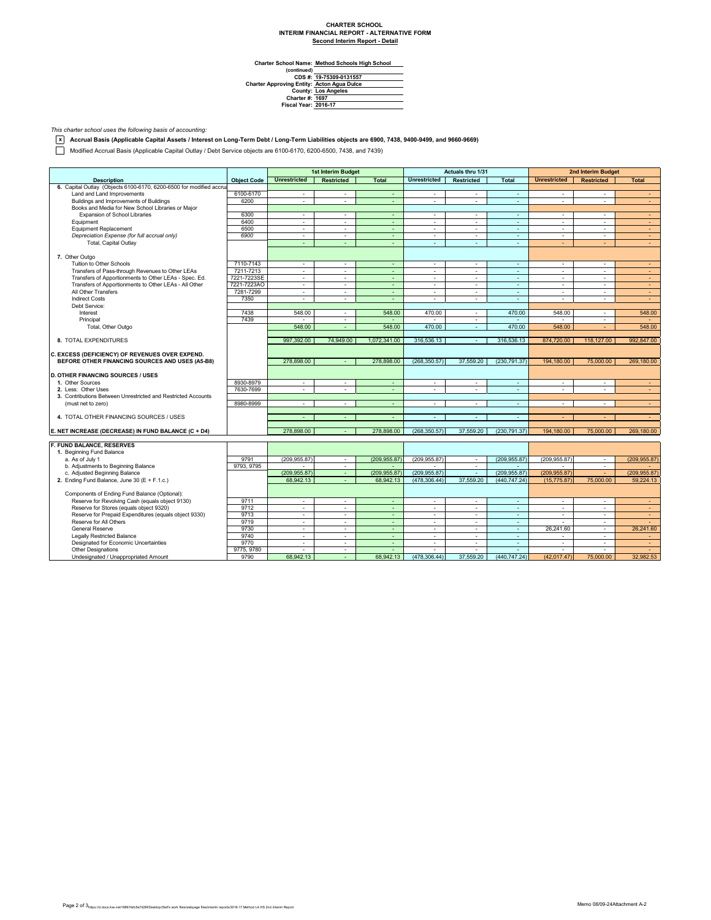**CHARTER SCHOOL**
**INTERIM FINANCIAL REPORT - ALTERNATIVE FORM**
**Second Interim Report - Detail**

**Charter School Name:** Method Schools High School
**(continued)**
**CDS #:** 19-75309-0131557
**Charter Approving Entity:** Acton Agua Dulce
**County:** Los Angeles
**Charter #:** 1697
**Fiscal Year:** 2016-17

*This charter school uses the following basis of accounting:*

[x] **Accrual Basis (Applicable Capital Assets / Interest on Long-Term Debt / Long-Term Liabilities objects are 6900, 7438, 9400-9499, and 9660-9669)**

[ ] Modified Accrual Basis (Applicable Capital Outlay / Debt Service objects are 6100-6170, 6200-6500, 7438, and 7439)

| Description | Object Code | 1st Interim Budget | | | Actuals thru 1/31 | | | 2nd Interim Budget | | |
|---|---|---|---|---|---|---|---|---|---|---|
| | | Unrestricted | Restricted | Total | Unrestricted | Restricted | Total | Unrestricted | Restricted | Total |
| **6.** Capital Outlay (Objects 6100-6170, 6200-6500 for modified accrual | | | | | | | | | | |
| Land and Land Improvements | 6100-6170 | - | - | - | - | - | - | - | - | - |
| Buildings and Improvements of Buildings | 6200 | - | - | - | - | - | - | - | - | - |
| Books and Media for New School Libraries or Major Expansion of School Libraries | 6300 | - | - | - | - | - | - | - | - | - |
| Equipment | 6400 | - | - | - | - | - | - | - | - | - |
| Equipment Replacement | 6500 | - | - | - | - | - | - | - | - | - |
| *Depreciation Expense (for full accrual only)* | *6900* | - | - | - | - | - | - | - | - | - |
| Total, Capital Outlay | | - | - | - | - | - | - | - | - | - |
| **7.** Other Outgo | | | | | | | | | | |
| Tuition to Other Schools | 7110-7143 | - | - | - | - | - | - | - | - | - |
| Transfers of Pass-through Revenues to Other LEAs | 7211-7213 | - | - | - | - | - | - | - | - | - |
| Transfers of Apportionments to Other LEAs - Spec. Ed. | 7221-7223SE | - | - | - | - | - | - | - | - | - |
| Transfers of Apportionments to Other LEAs - All Other | 7221-7223AO | - | - | - | - | - | - | - | - | - |
| All Other Transfers | 7281-7299 | - | - | - | - | - | - | - | - | - |
| Indirect Costs | 7350 | - | - | - | - | - | - | - | - | - |
| Debt Service: | | | | | | | | | | |
| Interest | 7438 | 548.00 | - | 548.00 | 470.00 | - | 470.00 | 548.00 | - | 548.00 |
| Principal | 7439 | - | - | - | - | - | - | - | - | - |
| Total, Other Outgo | | 548.00 | - | 548.00 | 470.00 | - | 470.00 | 548.00 | - | 548.00 |
| **8.** TOTAL EXPENDITURES | | 997,392.00 | 74,949.00 | 1,072,341.00 | 316,536.13 | - | 316,536.13 | 874,720.00 | 118,127.00 | 992,847.00 |
| **C. EXCESS (DEFICIENCY) OF REVENUES OVER EXPEND. BEFORE OTHER FINANCING SOURCES AND USES (A5-B8)** | | 278,898.00 | - | 278,898.00 | (268,350.57) | 37,559.20 | (230,791.37) | 194,180.00 | 75,000.00 | 269,180.00 |
| **D. OTHER FINANCING SOURCES / USES** | | | | | | | | | | |
| **1.** Other Sources | 8930-8979 | - | - | - | - | - | - | - | - | - |
| **2.** Less: Other Uses | 7630-7699 | - | - | - | - | - | - | - | - | - |
| **3.** Contributions Between Unrestricted and Restricted Accounts (must net to zero) | 8980-8999 | - | - | - | - | - | - | - | - | - |
| **4.** TOTAL OTHER FINANCING SOURCES / USES | | - | - | - | - | - | - | - | - | - |
| **E. NET INCREASE (DECREASE) IN FUND BALANCE (C + D4)** | | 278,898.00 | - | 278,898.00 | (268,350.57) | 37,559.20 | (230,791.37) | 194,180.00 | 75,000.00 | 269,180.00 |
| **F. FUND BALANCE, RESERVES** | | | | | | | | | | |
| **1.** Beginning Fund Balance | | | | | | | | | | |
| a. As of July 1 | 9791 | (209,955.87) | - | (209,955.87) | (209,955.87) | - | (209,955.87) | (209,955.87) | - | (209,955.87) |
| b. Adjustments to Beginning Balance | 9793, 9795 | - | - | - | - | - | - | - | - | - |
| c. Adjusted Beginning Balance | | (209,955.87) | - | (209,955.87) | (209,955.87) | - | (209,955.87) | (209,955.87) | - | (209,955.87) |
| **2.** Ending Fund Balance, June 30 (E + F.1.c.) | | 68,942.13 | - | 68,942.13 | (478,306.44) | 37,559.20 | (440,747.24) | (15,775.87) | 75,000.00 | 59,224.13 |
| Components of Ending Fund Balance (Optional): | | | | | | | | | | |
| Reserve for Revolving Cash (equals object 9130) | 9711 | - | - | - | - | - | - | - | - | - |
| Reserve for Stores (equals object 9320) | 9712 | - | - | - | - | - | - | - | - | - |
| Reserve for Prepaid Expenditures (equals object 9330) | 9713 | - | - | - | - | - | - | - | - | - |
| Reserve for All Others | 9719 | - | - | - | - | - | - | - | - | - |
| General Reserve | 9730 | - | - | - | - | - | - | 26,241.60 | - | 26,241.60 |
| Legally Restricted Balance | 9740 | - | - | - | - | - | - | - | - | - |
| Designated for Economic Uncertainties | 9770 | - | - | - | - | - | - | - | - | - |
| Other Designations | 9775, 9780 | - | - | - | - | - | - | - | - | - |
| Undesignated / Unappropriated Amount | 9790 | 68,942.13 | - | 68,942.13 | (478,306.44) | 37,559.20 | (440,747.24) | (42,017.47) | 75,000.00 | 32,982.53 |

Memo 08/09-24Attachment A-2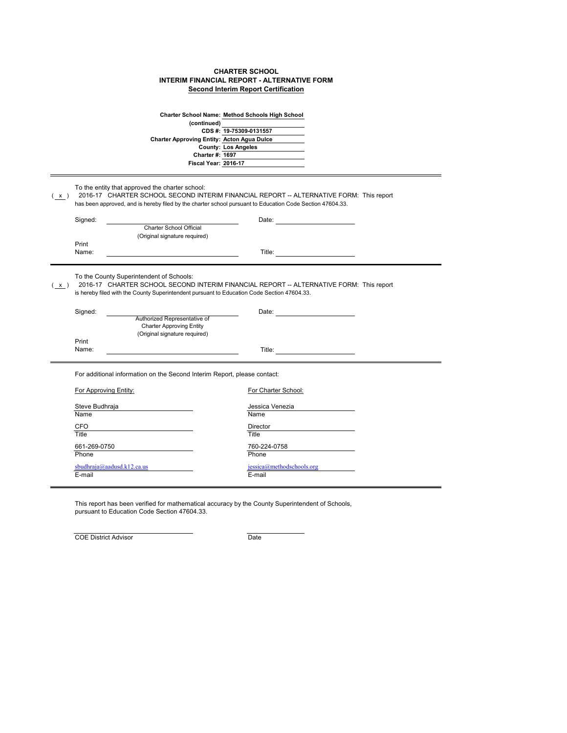# CHARTER SCHOOL
## INTERIM FINANCIAL REPORT - ALTERNATIVE FORM
### Second Interim Report Certification

**Charter School Name:** Method Schools High School
**(continued)**
**CDS #:** 19-75309-0131557
**Charter Approving Entity:** Acton Agua Dulce
**County:** Los Angeles
**Charter #:** 1697
**Fiscal Year:** 2016-17

---

To the entity that approved the charter school:

( x ) 2016-17 CHARTER SCHOOL SECOND INTERIM FINANCIAL REPORT -- ALTERNATIVE FORM: This report has been approved, and is hereby filed by the charter school pursuant to Education Code Section 47604.33.

Signed: ______________________________ Date: ____________________
Charter School Official
(Original signature required)

Print Name: ______________________________ Title: ____________________

---

To the County Superintendent of Schools:

( x ) 2016-17 CHARTER SCHOOL SECOND INTERIM FINANCIAL REPORT -- ALTERNATIVE FORM: This report is hereby filed with the County Superintendent pursuant to Education Code Section 47604.33.

Signed: ______________________________ Date: ____________________
Authorized Representative of
Charter Approving Entity
(Original signature required)

Print Name: ______________________________ Title: ____________________

---

For additional information on the Second Interim Report, please contact:

| For Approving Entity: | For Charter School: |
|---|---|
| Steve Budhraja | Jessica Venezia |
| Name | Name |
| CFO | Director |
| Title | Title |
| 661-269-0750 | 760-224-0758 |
| Phone | Phone |
| sbudhraja@aadusd.k12.ca.us | jessica@methodschools.org |
| E-mail | E-mail |

---

This report has been verified for mathematical accuracy by the County Superintendent of Schools, pursuant to Education Code Section 47604.33.

______________________________ ____________________
COE District Advisor Date